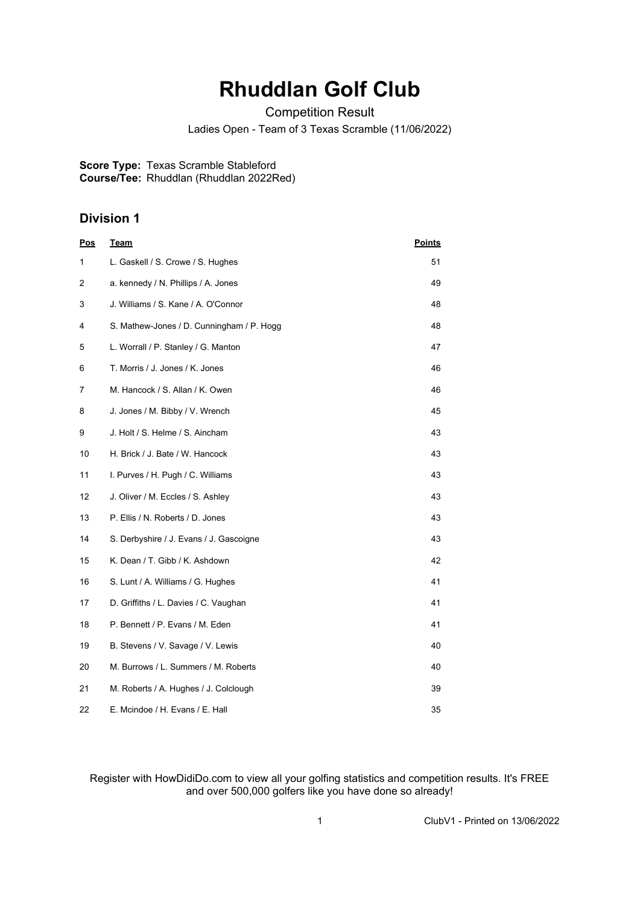# Rhuddlan Golf Club

Competition Result

Ladies Open - Team of 3 Texas Scramble (11/06/2022)

**Score Type:** Texas Scramble Stableford
**Course/Tee:** Rhuddlan (Rhuddlan 2022Red)

## Division 1

| Pos | Team | Points |
|---|---|---|
| 1 | L. Gaskell / S. Crowe / S. Hughes | 51 |
| 2 | a. kennedy / N. Phillips / A. Jones | 49 |
| 3 | J. Williams / S. Kane / A. O'Connor | 48 |
| 4 | S. Mathew-Jones / D. Cunningham / P. Hogg | 48 |
| 5 | L. Worrall / P. Stanley / G. Manton | 47 |
| 6 | T. Morris / J. Jones / K. Jones | 46 |
| 7 | M. Hancock / S. Allan / K. Owen | 46 |
| 8 | J. Jones / M. Bibby / V. Wrench | 45 |
| 9 | J. Holt / S. Helme / S. Aincham | 43 |
| 10 | H. Brick / J. Bate / W. Hancock | 43 |
| 11 | I. Purves / H. Pugh / C. Williams | 43 |
| 12 | J. Oliver / M. Eccles / S. Ashley | 43 |
| 13 | P. Ellis / N. Roberts / D. Jones | 43 |
| 14 | S. Derbyshire / J. Evans / J. Gascoigne | 43 |
| 15 | K. Dean / T. Gibb / K. Ashdown | 42 |
| 16 | S. Lunt / A. Williams / G. Hughes | 41 |
| 17 | D. Griffiths / L. Davies / C. Vaughan | 41 |
| 18 | P. Bennett / P. Evans / M. Eden | 41 |
| 19 | B. Stevens / V. Savage / V. Lewis | 40 |
| 20 | M. Burrows / L. Summers / M. Roberts | 40 |
| 21 | M. Roberts / A. Hughes / J. Colclough | 39 |
| 22 | E. Mcindoe / H. Evans / E. Hall | 35 |

Register with HowDidiDo.com to view all your golfing statistics and competition results. It's FREE and over 500,000 golfers like you have done so already!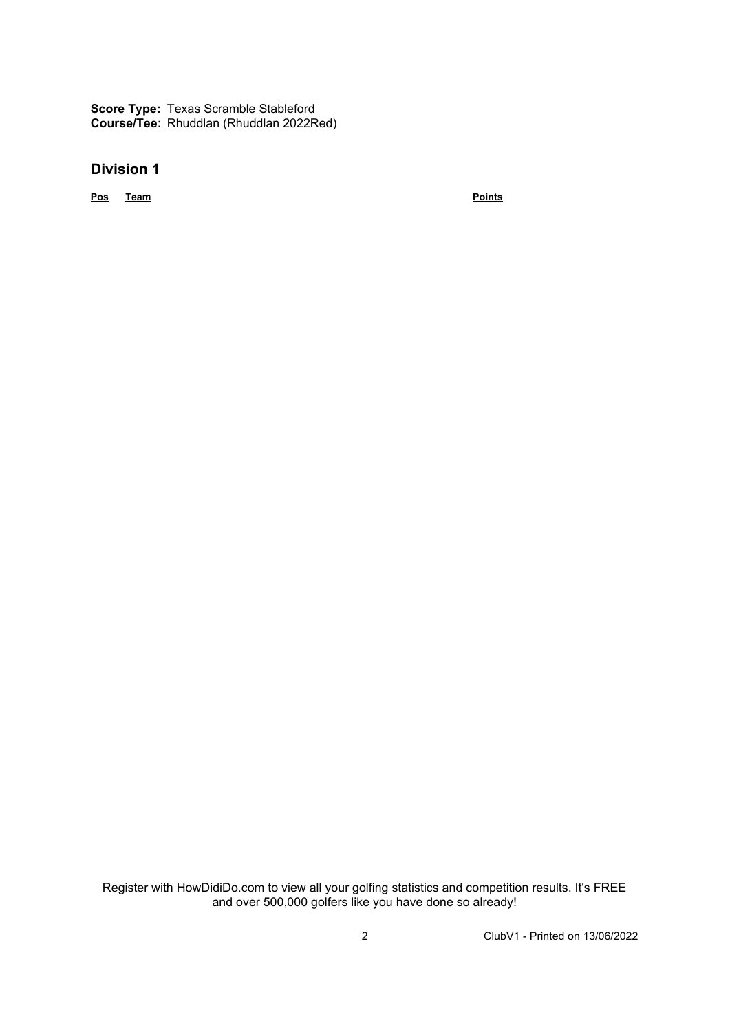**Score Type:** Texas Scramble Stableford
**Course/Tee:** Rhuddlan (Rhuddlan 2022Red)

## Division 1

| Pos | Team | Points |
|---|---|---|

Register with HowDidiDo.com to view all your golfing statistics and competition results. It's FREE and over 500,000 golfers like you have done so already!

ClubV1 - Printed on 13/06/2022